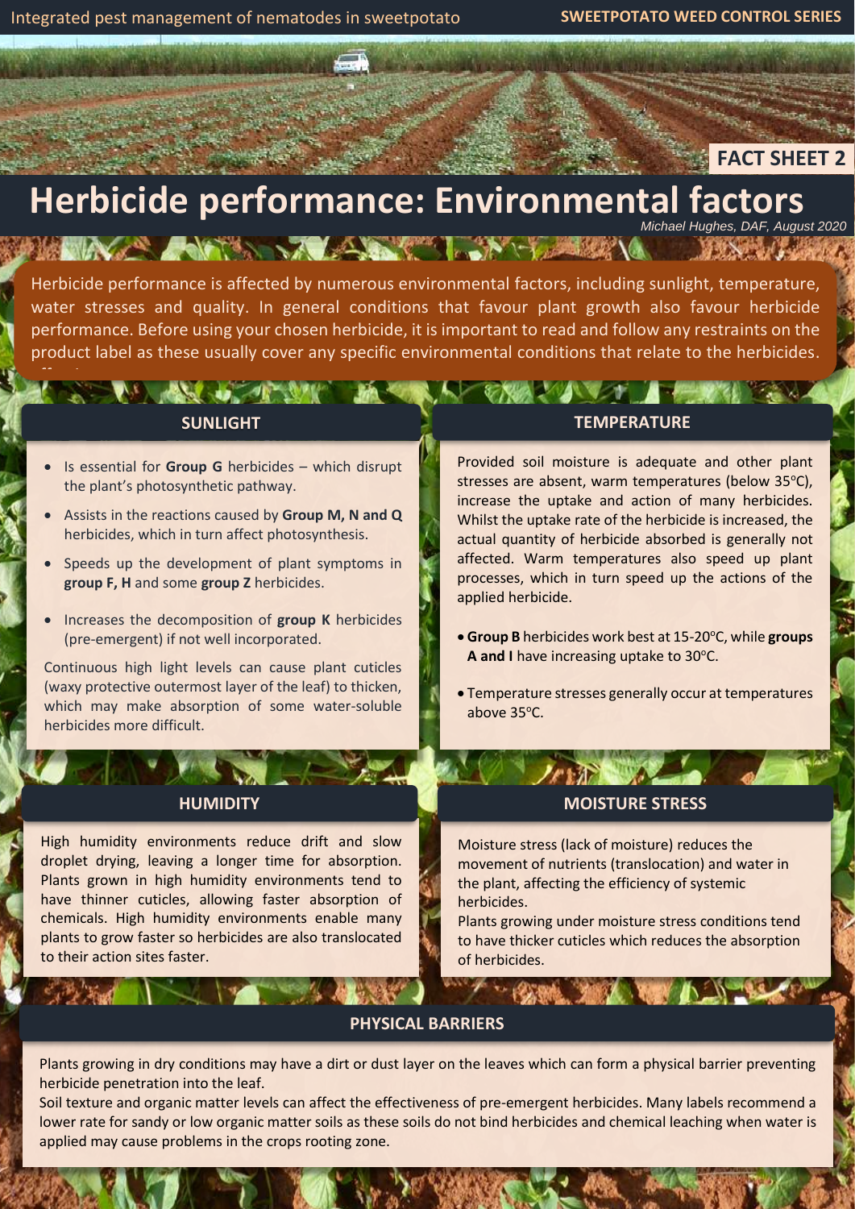Integrated pest management of nematodes in sweetpotato

SWEETPOTATO WEED CONTROL SERIES

FACT SHEET 2

# Herbicide performance: Environmental factors

*Michael Hughes, DAF, August 2020*

Herbicide performance is affected by numerous environmental factors, including sunlight, temperature, water stresses and quality. In general conditions that favour plant growth also favour herbicide performance. Before using your chosen herbicide, it is important to read and follow any restraints on the product label as these usually cover any specific environmental conditions that relate to the herbicides.

## SUNLIGHT

- Is essential for **Group G** herbicides – which disrupt the plant's photosynthetic pathway.
- Assists in the reactions caused by **Group M, N and Q** herbicides, which in turn affect photosynthesis.
- Speeds up the development of plant symptoms in **group F, H** and some **group Z** herbicides.
- Increases the decomposition of **group K** herbicides (pre-emergent) if not well incorporated.

Continuous high light levels can cause plant cuticles (waxy protective outermost layer of the leaf) to thicken, which may make absorption of some water-soluble herbicides more difficult.

## TEMPERATURE

Provided soil moisture is adequate and other plant stresses are absent, warm temperatures (below 35ºC), increase the uptake and action of many herbicides. Whilst the uptake rate of the herbicide is increased, the actual quantity of herbicide absorbed is generally not affected. Warm temperatures also speed up plant processes, which in turn speed up the actions of the applied herbicide.

- **Group B** herbicides work best at 15-20ºC, while **groups A and I** have increasing uptake to 30ºC.
- Temperature stresses generally occur at temperatures above 35ºC.

## HUMIDITY

High humidity environments reduce drift and slow droplet drying, leaving a longer time for absorption. Plants grown in high humidity environments tend to have thinner cuticles, allowing faster absorption of chemicals. High humidity environments enable many plants to grow faster so herbicides are also translocated to their action sites faster.

## MOISTURE STRESS

Moisture stress (lack of moisture) reduces the movement of nutrients (translocation) and water in the plant, affecting the efficiency of systemic herbicides.

Plants growing under moisture stress conditions tend to have thicker cuticles which reduces the absorption of herbicides.

## PHYSICAL BARRIERS

Plants growing in dry conditions may have a dirt or dust layer on the leaves which can form a physical barrier preventing herbicide penetration into the leaf.

Soil texture and organic matter levels can affect the effectiveness of pre-emergent herbicides. Many labels recommend a lower rate for sandy or low organic matter soils as these soils do not bind herbicides and chemical leaching when water is applied may cause problems in the crops rooting zone.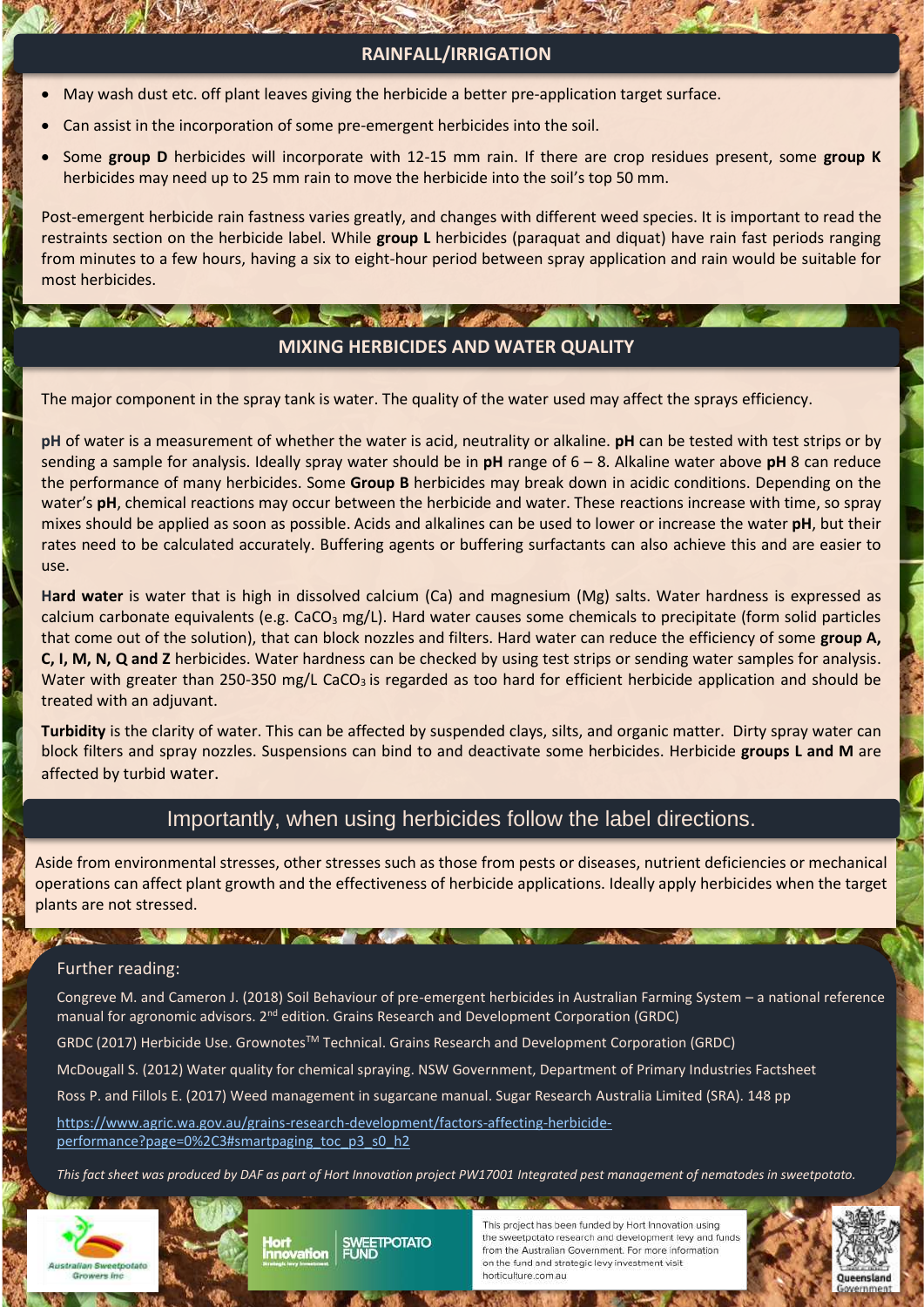## RAINFALL/IRRIGATION

- May wash dust etc. off plant leaves giving the herbicide a better pre-application target surface.
- Can assist in the incorporation of some pre-emergent herbicides into the soil.
- Some **group D** herbicides will incorporate with 12-15 mm rain. If there are crop residues present, some **group K** herbicides may need up to 25 mm rain to move the herbicide into the soil's top 50 mm.

Post-emergent herbicide rain fastness varies greatly, and changes with different weed species. It is important to read the restraints section on the herbicide label. While **group L** herbicides (paraquat and diquat) have rain fast periods ranging from minutes to a few hours, having a six to eight-hour period between spray application and rain would be suitable for most herbicides.

## MIXING HERBICIDES AND WATER QUALITY

The major component in the spray tank is water. The quality of the water used may affect the sprays efficiency.

**pH** of water is a measurement of whether the water is acid, neutrality or alkaline. **pH** can be tested with test strips or by sending a sample for analysis. Ideally spray water should be in **pH** range of 6 – 8. Alkaline water above **pH** 8 can reduce the performance of many herbicides. Some **Group B** herbicides may break down in acidic conditions. Depending on the water's **pH**, chemical reactions may occur between the herbicide and water. These reactions increase with time, so spray mixes should be applied as soon as possible. Acids and alkalines can be used to lower or increase the water **pH**, but their rates need to be calculated accurately. Buffering agents or buffering surfactants can also achieve this and are easier to use.

**Hard water** is water that is high in dissolved calcium (Ca) and magnesium (Mg) salts. Water hardness is expressed as calcium carbonate equivalents (e.g. $CaCO_3$ mg/L). Hard water causes some chemicals to precipitate (form solid particles that come out of the solution), that can block nozzles and filters. Hard water can reduce the efficiency of some **group A, C, I, M, N, Q and Z** herbicides. Water hardness can be checked by using test strips or sending water samples for analysis. Water with greater than 250-350 mg/L $CaCO_3$ is regarded as too hard for efficient herbicide application and should be treated with an adjuvant.

**Turbidity** is the clarity of water. This can be affected by suspended clays, silts, and organic matter. Dirty spray water can block filters and spray nozzles. Suspensions can bind to and deactivate some herbicides. Herbicide **groups L and M** are affected by turbid water.

## Importantly, when using herbicides follow the label directions.

Aside from environmental stresses, other stresses such as those from pests or diseases, nutrient deficiencies or mechanical operations can affect plant growth and the effectiveness of herbicide applications. Ideally apply herbicides when the target plants are not stressed.

### Further reading:

Congreve M. and Cameron J. (2018) Soil Behaviour of pre-emergent herbicides in Australian Farming System – a national reference manual for agronomic advisors. 2nd edition. Grains Research and Development Corporation (GRDC)

GRDC (2017) Herbicide Use. Grownotes™ Technical. Grains Research and Development Corporation (GRDC)

McDougall S. (2012) Water quality for chemical spraying. NSW Government, Department of Primary Industries Factsheet

Ross P. and Fillols E. (2017) Weed management in sugarcane manual. Sugar Research Australia Limited (SRA). 148 pp

https://www.agric.wa.gov.au/grains-research-development/factors-affecting-herbicide-performance?page=0%2C3#smartpaging_toc_p3_s0_h2

*This fact sheet was produced by DAF as part of Hort Innovation project PW17001 Integrated pest management of nematodes in sweetpotato.*

Australian Sweetpotato Growers Inc

Hort Innovation Strategic levy investment | SWEETPOTATO FUND

This project has been funded by Hort Innovation using the sweetpotato research and development levy and funds from the Australian Government. For more information on the fund and strategic levy investment visit horticulture.com.au

Queensland Government